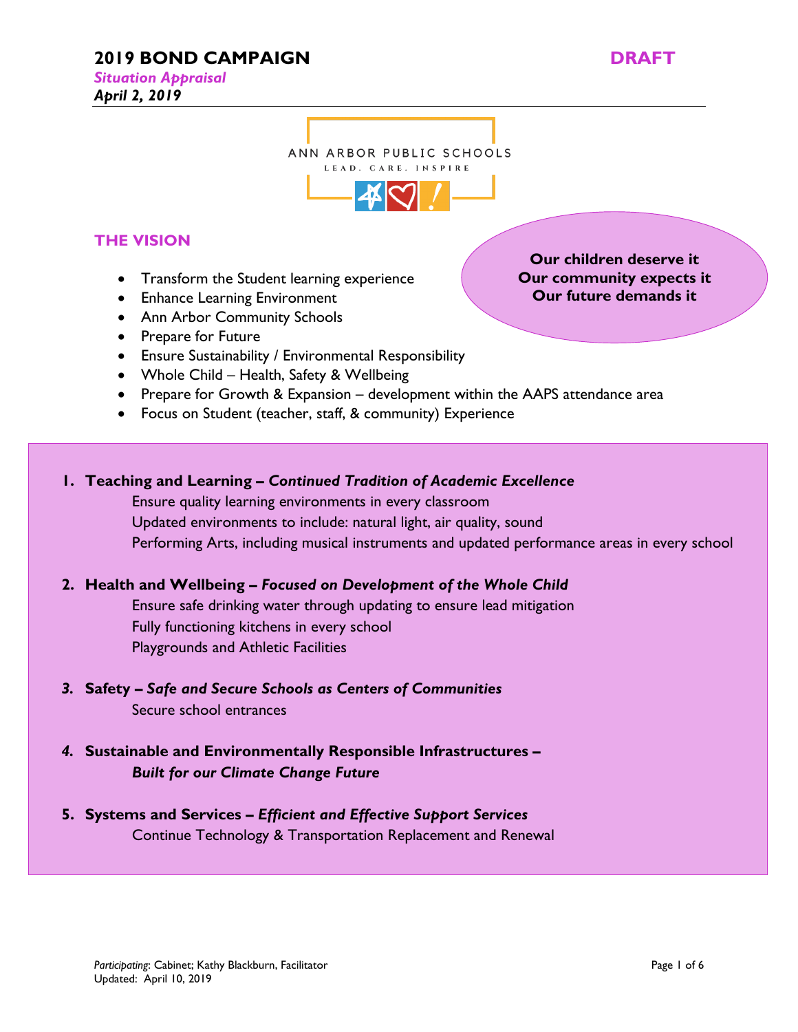# 2019 BOND CAMPAIGN

**DRAFT**

***Situation Appraisal***
***April 2, 2019***

ANN ARBOR PUBLIC SCHOOLS
LEAD. CARE. INSPIRE

## THE VISION

- Transform the Student learning experience
- Enhance Learning Environment
- Ann Arbor Community Schools
- Prepare for Future
- Ensure Sustainability / Environmental Responsibility
- Whole Child – Health, Safety & Wellbeing
- Prepare for Growth & Expansion – development within the AAPS attendance area
- Focus on Student (teacher, staff, & community) Experience

**Our children deserve it**
**Our community expects it**
**Our future demands it**

1. **Teaching and Learning – *Continued Tradition of Academic Excellence***
   Ensure quality learning environments in every classroom
   Updated environments to include: natural light, air quality, sound
   Performing Arts, including musical instruments and updated performance areas in every school

2. **Health and Wellbeing – *Focused on Development of the Whole Child***
   Ensure safe drinking water through updating to ensure lead mitigation
   Fully functioning kitchens in every school
   Playgrounds and Athletic Facilities

3. **Safety – *Safe and Secure Schools as Centers of Communities***
   Secure school entrances

4. **Sustainable and Environmentally Responsible Infrastructures –**
   ***Built for our Climate Change Future***

5. **Systems and Services – *Efficient and Effective Support Services***
   Continue Technology & Transportation Replacement and Renewal

*Participating*: Cabinet; Kathy Blackburn, Facilitator
Updated: April 10, 2019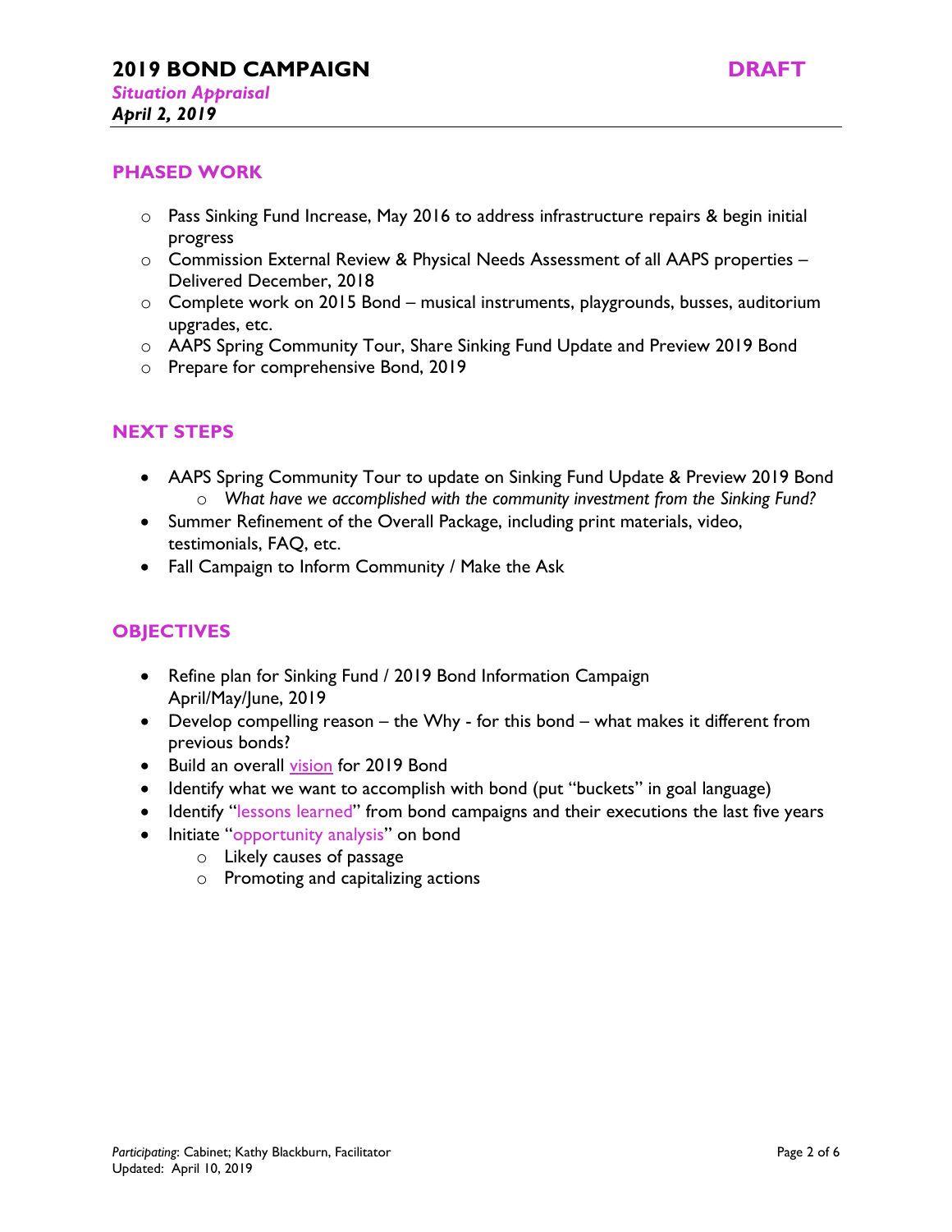# 2019 BOND CAMPAIGN

**DRAFT**

***Situation Appraisal***

***April 2, 2019***

## PHASED WORK

- Pass Sinking Fund Increase, May 2016 to address infrastructure repairs & begin initial progress
- Commission External Review & Physical Needs Assessment of all AAPS properties – Delivered December, 2018
- Complete work on 2015 Bond – musical instruments, playgrounds, busses, auditorium upgrades, etc.
- AAPS Spring Community Tour, Share Sinking Fund Update and Preview 2019 Bond
- Prepare for comprehensive Bond, 2019

## NEXT STEPS

- AAPS Spring Community Tour to update on Sinking Fund Update & Preview 2019 Bond
  - *What have we accomplished with the community investment from the Sinking Fund?*
- Summer Refinement of the Overall Package, including print materials, video, testimonials, FAQ, etc.
- Fall Campaign to Inform Community / Make the Ask

## OBJECTIVES

- Refine plan for Sinking Fund / 2019 Bond Information Campaign
  April/May/June, 2019
- Develop compelling reason – the Why - for this bond – what makes it different from previous bonds?
- Build an overall vision for 2019 Bond
- Identify what we want to accomplish with bond (put "buckets" in goal language)
- Identify "lessons learned" from bond campaigns and their executions the last five years
- Initiate "opportunity analysis" on bond
  - Likely causes of passage
  - Promoting and capitalizing actions

*Participating*: Cabinet; Kathy Blackburn, Facilitator

Updated: April 10, 2019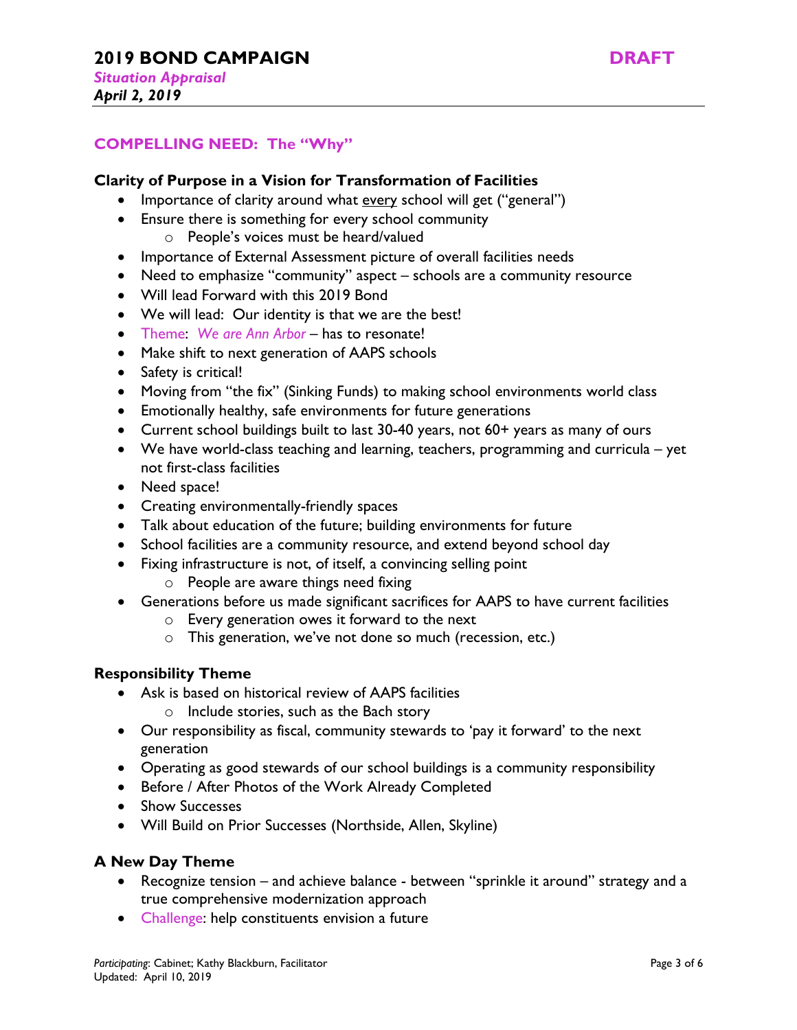## COMPELLING NEED: The "Why"

### Clarity of Purpose in a Vision for Transformation of Facilities

- Importance of clarity around what every school will get ("general")
- Ensure there is something for every school community
  - People's voices must be heard/valued
- Importance of External Assessment picture of overall facilities needs
- Need to emphasize "community" aspect – schools are a community resource
- Will lead Forward with this 2019 Bond
- We will lead: Our identity is that we are the best!
- Theme: *We are Ann Arbor* – has to resonate!
- Make shift to next generation of AAPS schools
- Safety is critical!
- Moving from "the fix" (Sinking Funds) to making school environments world class
- Emotionally healthy, safe environments for future generations
- Current school buildings built to last 30-40 years, not 60+ years as many of ours
- We have world-class teaching and learning, teachers, programming and curricula – yet not first-class facilities
- Need space!
- Creating environmentally-friendly spaces
- Talk about education of the future; building environments for future
- School facilities are a community resource, and extend beyond school day
- Fixing infrastructure is not, of itself, a convincing selling point
  - People are aware things need fixing
- Generations before us made significant sacrifices for AAPS to have current facilities
  - Every generation owes it forward to the next
  - This generation, we've not done so much (recession, etc.)

### Responsibility Theme

- Ask is based on historical review of AAPS facilities
  - Include stories, such as the Bach story
- Our responsibility as fiscal, community stewards to 'pay it forward' to the next generation
- Operating as good stewards of our school buildings is a community responsibility
- Before / After Photos of the Work Already Completed
- Show Successes
- Will Build on Prior Successes (Northside, Allen, Skyline)

### A New Day Theme

- Recognize tension – and achieve balance - between "sprinkle it around" strategy and a true comprehensive modernization approach
- Challenge: help constituents envision a future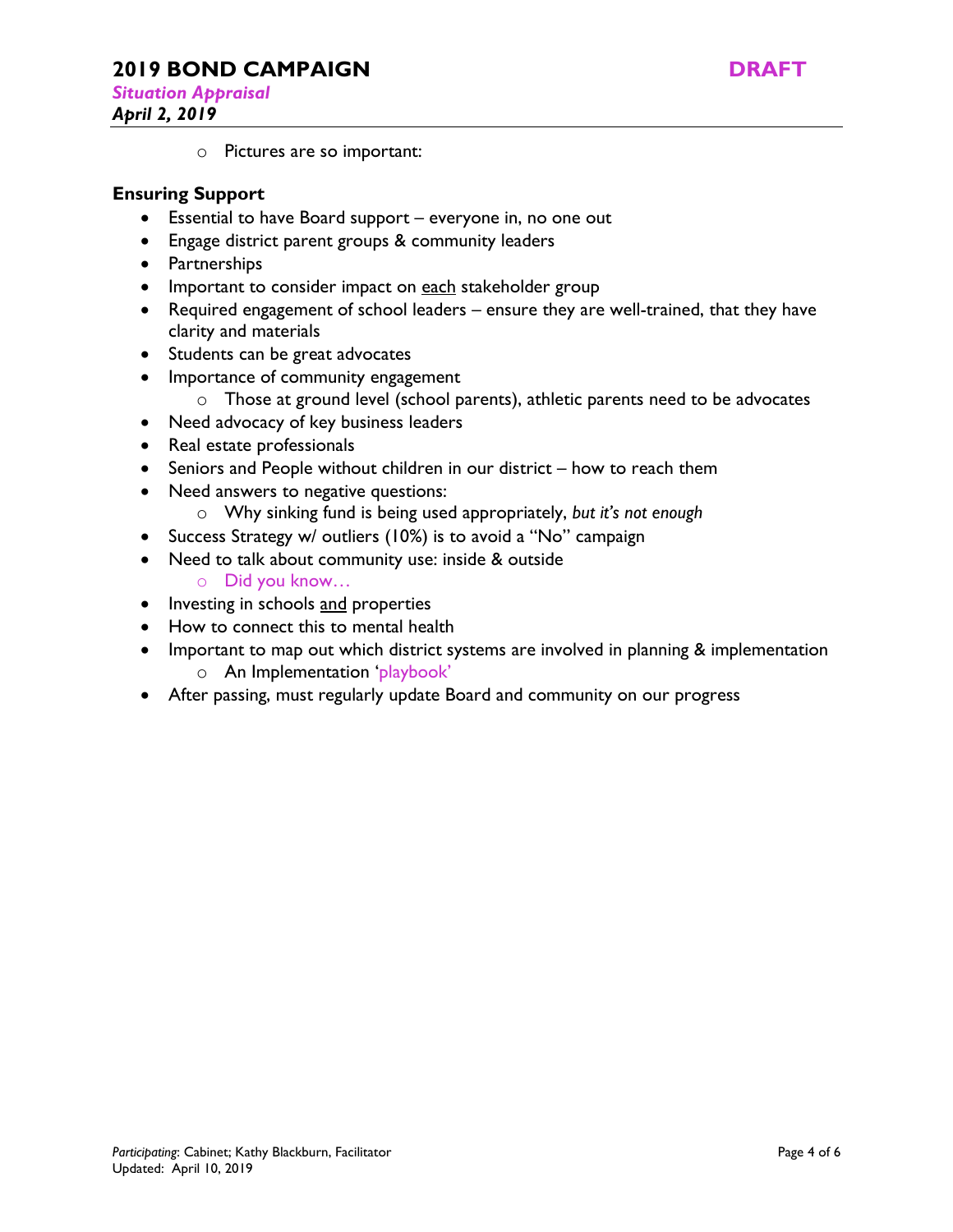- Pictures are so important:

**Ensuring Support**

- Essential to have Board support – everyone in, no one out
- Engage district parent groups & community leaders
- Partnerships
- Important to consider impact on <u>each</u> stakeholder group
- Required engagement of school leaders – ensure they are well-trained, that they have clarity and materials
- Students can be great advocates
- Importance of community engagement
  - Those at ground level (school parents), athletic parents need to be advocates
- Need advocacy of key business leaders
- Real estate professionals
- Seniors and People without children in our district – how to reach them
- Need answers to negative questions:
  - Why sinking fund is being used appropriately, *but it's not enough*
- Success Strategy w/ outliers (10%) is to avoid a "No" campaign
- Need to talk about community use: inside & outside
  - Did you know…
- Investing in schools <u>and</u> properties
- How to connect this to mental health
- Important to map out which district systems are involved in planning & implementation
  - An Implementation 'playbook'
- After passing, must regularly update Board and community on our progress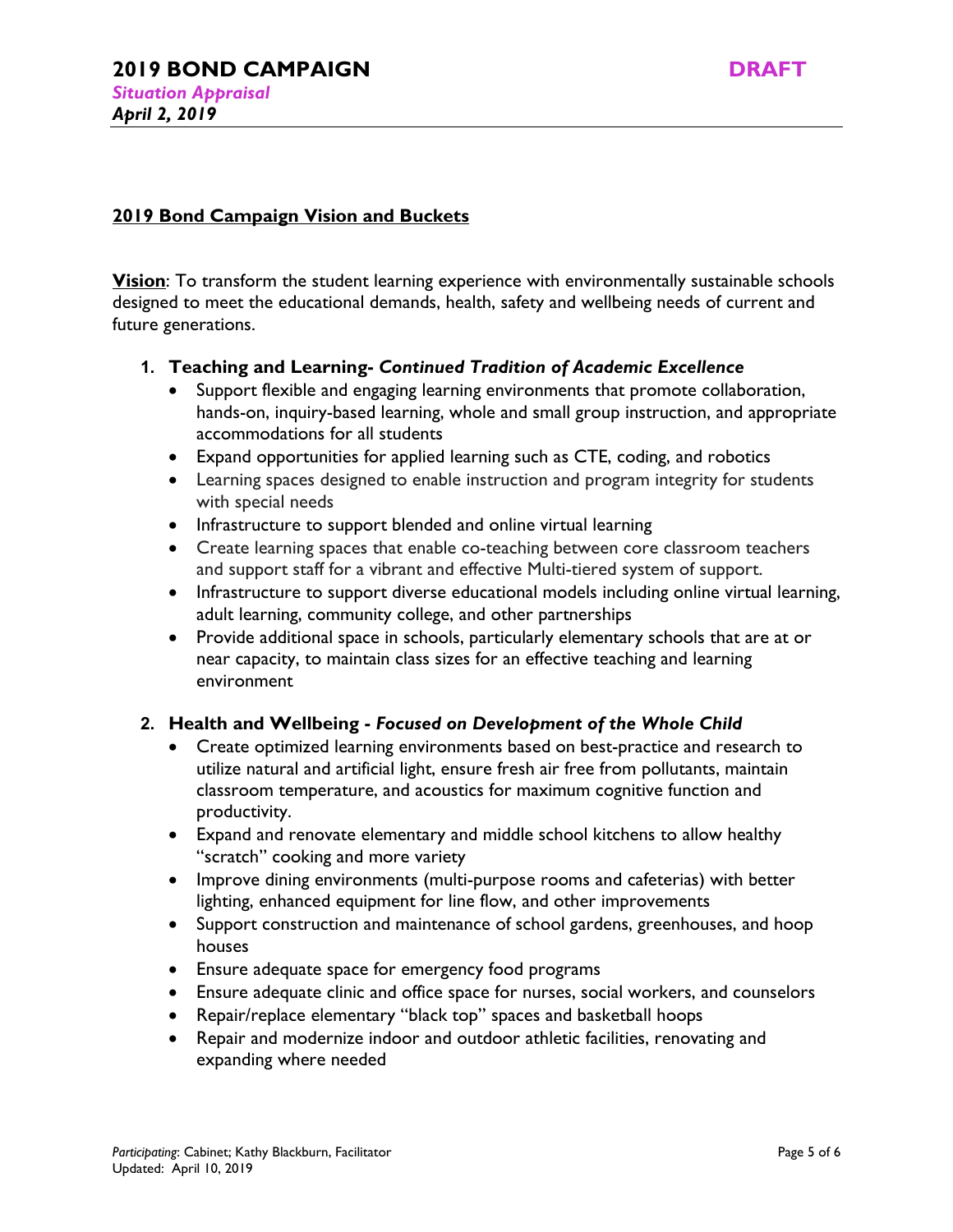## 2019 Bond Campaign Vision and Buckets

**Vision**: To transform the student learning experience with environmentally sustainable schools designed to meet the educational demands, health, safety and wellbeing needs of current and future generations.

1. **Teaching and Learning-** ***Continued Tradition of Academic Excellence***
   - Support flexible and engaging learning environments that promote collaboration, hands-on, inquiry-based learning, whole and small group instruction, and appropriate accommodations for all students
   - Expand opportunities for applied learning such as CTE, coding, and robotics
   - Learning spaces designed to enable instruction and program integrity for students with special needs
   - Infrastructure to support blended and online virtual learning
   - Create learning spaces that enable co-teaching between core classroom teachers and support staff for a vibrant and effective Multi-tiered system of support.
   - Infrastructure to support diverse educational models including online virtual learning, adult learning, community college, and other partnerships
   - Provide additional space in schools, particularly elementary schools that are at or near capacity, to maintain class sizes for an effective teaching and learning environment

2. **Health and Wellbeing -** ***Focused on Development of the Whole Child***
   - Create optimized learning environments based on best-practice and research to utilize natural and artificial light, ensure fresh air free from pollutants, maintain classroom temperature, and acoustics for maximum cognitive function and productivity.
   - Expand and renovate elementary and middle school kitchens to allow healthy "scratch" cooking and more variety
   - Improve dining environments (multi-purpose rooms and cafeterias) with better lighting, enhanced equipment for line flow, and other improvements
   - Support construction and maintenance of school gardens, greenhouses, and hoop houses
   - Ensure adequate space for emergency food programs
   - Ensure adequate clinic and office space for nurses, social workers, and counselors
   - Repair/replace elementary "black top" spaces and basketball hoops
   - Repair and modernize indoor and outdoor athletic facilities, renovating and expanding where needed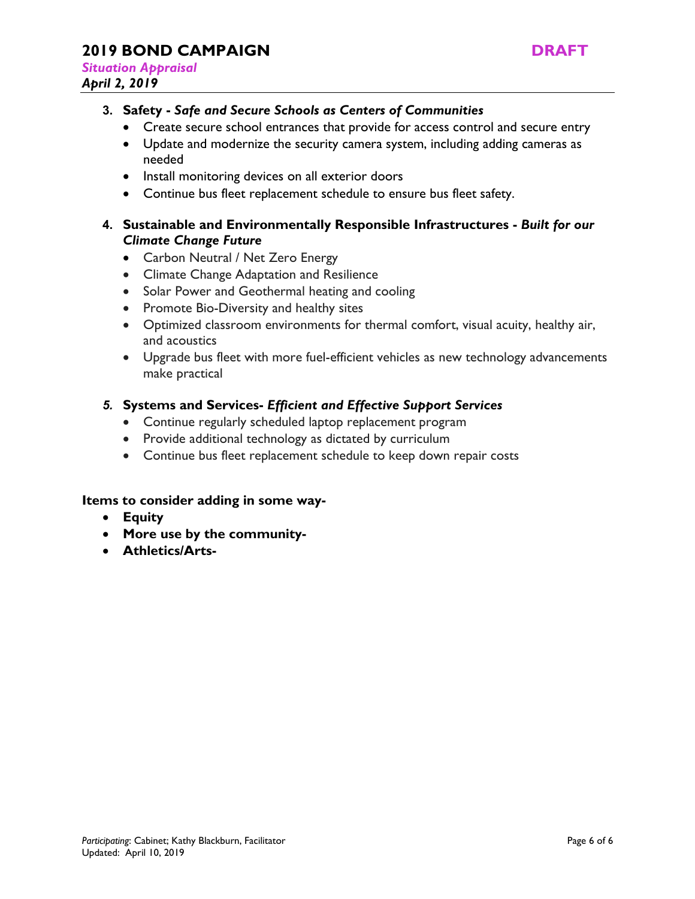3. **Safety - *Safe and Secure Schools as Centers of Communities***
   - Create secure school entrances that provide for access control and secure entry
   - Update and modernize the security camera system, including adding cameras as needed
   - Install monitoring devices on all exterior doors
   - Continue bus fleet replacement schedule to ensure bus fleet safety.

4. **Sustainable and Environmentally Responsible Infrastructures - *Built for our Climate Change Future***
   - Carbon Neutral / Net Zero Energy
   - Climate Change Adaptation and Resilience
   - Solar Power and Geothermal heating and cooling
   - Promote Bio-Diversity and healthy sites
   - Optimized classroom environments for thermal comfort, visual acuity, healthy air, and acoustics
   - Upgrade bus fleet with more fuel-efficient vehicles as new technology advancements make practical

5. **Systems and Services- *Efficient and Effective Support Services***
   - Continue regularly scheduled laptop replacement program
   - Provide additional technology as dictated by curriculum
   - Continue bus fleet replacement schedule to keep down repair costs

**Items to consider adding in some way-**

- **Equity**
- **More use by the community-**
- **Athletics/Arts-**

*Participating*: Cabinet; Kathy Blackburn, Facilitator
Updated: April 10, 2019